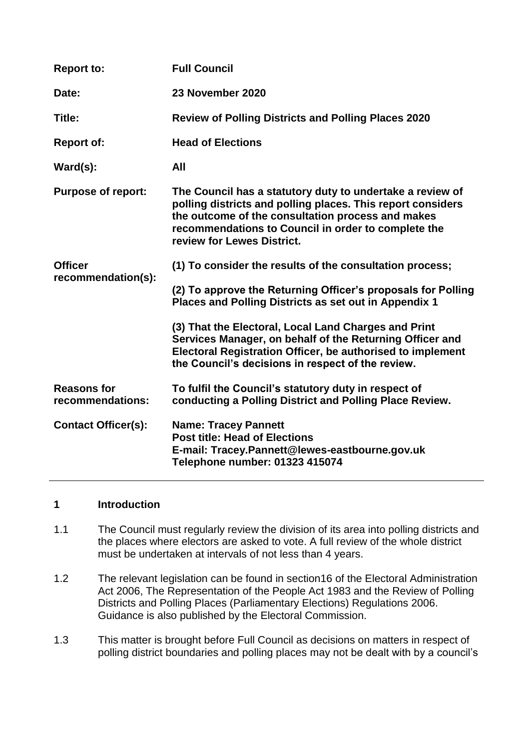| | |
|---|---|
| **Report to:** | **Full Council** |
| **Date:** | **23 November 2020** |
| **Title:** | **Review of Polling Districts and Polling Places 2020** |
| **Report of:** | **Head of Elections** |
| **Ward(s):** | **All** |
| **Purpose of report:** | **The Council has a statutory duty to undertake a review of polling districts and polling places. This report considers the outcome of the consultation process and makes recommendations to Council in order to complete the review for Lewes District.** |
| **Officer recommendation(s):** | **(1) To consider the results of the consultation process;**<br><br>**(2) To approve the Returning Officer's proposals for Polling Places and Polling Districts as set out in Appendix 1**<br><br>**(3) That the Electoral, Local Land Charges and Print Services Manager, on behalf of the Returning Officer and Electoral Registration Officer, be authorised to implement the Council's decisions in respect of the review.** |
| **Reasons for recommendations:** | **To fulfil the Council's statutory duty in respect of conducting a Polling District and Polling Place Review.** |
| **Contact Officer(s):** | **Name: Tracey Pannett**<br>**Post title: Head of Elections**<br>**E-mail: Tracey.Pannett@lewes-eastbourne.gov.uk**<br>**Telephone number: 01323 415074** |

## 1 Introduction

1.1 The Council must regularly review the division of its area into polling districts and the places where electors are asked to vote. A full review of the whole district must be undertaken at intervals of not less than 4 years.

1.2 The relevant legislation can be found in section16 of the Electoral Administration Act 2006, The Representation of the People Act 1983 and the Review of Polling Districts and Polling Places (Parliamentary Elections) Regulations 2006. Guidance is also published by the Electoral Commission.

1.3 This matter is brought before Full Council as decisions on matters in respect of polling district boundaries and polling places may not be dealt with by a council's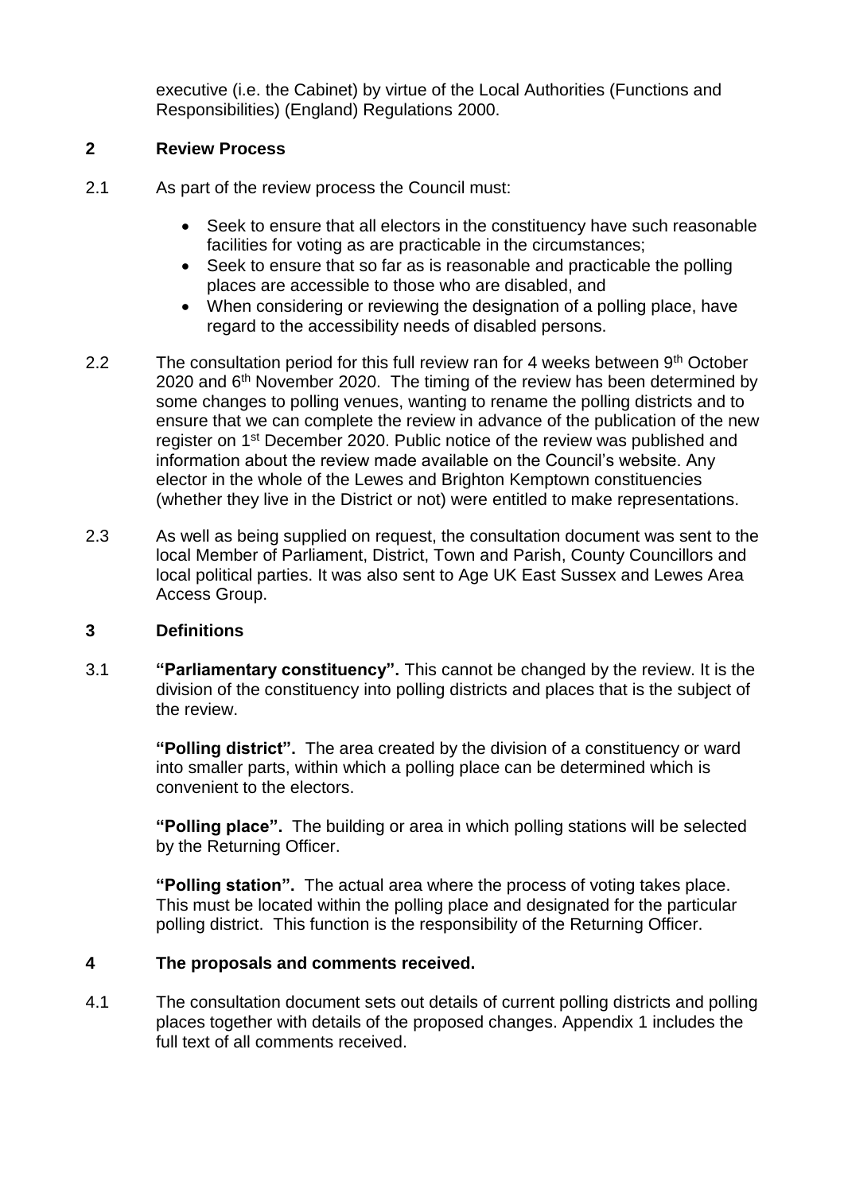executive (i.e. the Cabinet) by virtue of the Local Authorities (Functions and Responsibilities) (England) Regulations 2000.

## 2 Review Process

2.1 As part of the review process the Council must:

- Seek to ensure that all electors in the constituency have such reasonable facilities for voting as are practicable in the circumstances;
- Seek to ensure that so far as is reasonable and practicable the polling places are accessible to those who are disabled, and
- When considering or reviewing the designation of a polling place, have regard to the accessibility needs of disabled persons.

2.2 The consultation period for this full review ran for 4 weeks between 9th October 2020 and 6th November 2020. The timing of the review has been determined by some changes to polling venues, wanting to rename the polling districts and to ensure that we can complete the review in advance of the publication of the new register on 1st December 2020. Public notice of the review was published and information about the review made available on the Council's website. Any elector in the whole of the Lewes and Brighton Kemptown constituencies (whether they live in the District or not) were entitled to make representations.

2.3 As well as being supplied on request, the consultation document was sent to the local Member of Parliament, District, Town and Parish, County Councillors and local political parties. It was also sent to Age UK East Sussex and Lewes Area Access Group.

## 3 Definitions

3.1 **"Parliamentary constituency".** This cannot be changed by the review. It is the division of the constituency into polling districts and places that is the subject of the review.

**"Polling district".** The area created by the division of a constituency or ward into smaller parts, within which a polling place can be determined which is convenient to the electors.

**"Polling place".** The building or area in which polling stations will be selected by the Returning Officer.

**"Polling station".** The actual area where the process of voting takes place. This must be located within the polling place and designated for the particular polling district. This function is the responsibility of the Returning Officer.

## 4 The proposals and comments received.

4.1 The consultation document sets out details of current polling districts and polling places together with details of the proposed changes. Appendix 1 includes the full text of all comments received.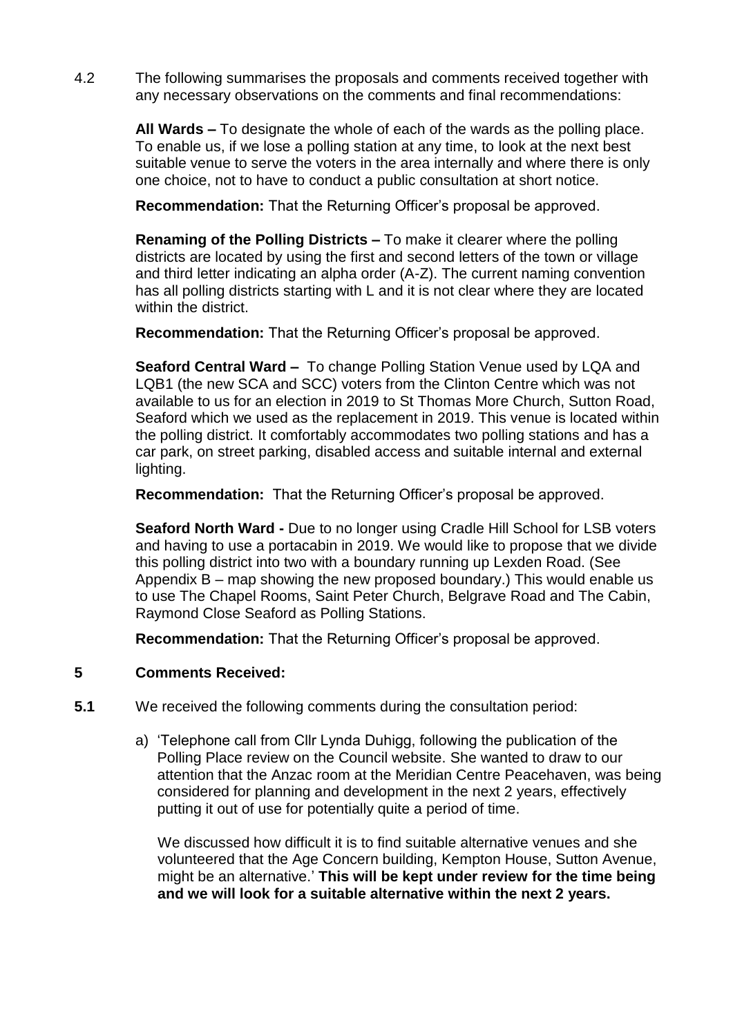4.2 The following summarises the proposals and comments received together with any necessary observations on the comments and final recommendations:

**All Wards –** To designate the whole of each of the wards as the polling place. To enable us, if we lose a polling station at any time, to look at the next best suitable venue to serve the voters in the area internally and where there is only one choice, not to have to conduct a public consultation at short notice.

**Recommendation:** That the Returning Officer's proposal be approved.

**Renaming of the Polling Districts –** To make it clearer where the polling districts are located by using the first and second letters of the town or village and third letter indicating an alpha order (A-Z). The current naming convention has all polling districts starting with L and it is not clear where they are located within the district.

**Recommendation:** That the Returning Officer's proposal be approved.

**Seaford Central Ward –** To change Polling Station Venue used by LQA and LQB1 (the new SCA and SCC) voters from the Clinton Centre which was not available to us for an election in 2019 to St Thomas More Church, Sutton Road, Seaford which we used as the replacement in 2019. This venue is located within the polling district. It comfortably accommodates two polling stations and has a car park, on street parking, disabled access and suitable internal and external lighting.

**Recommendation:** That the Returning Officer's proposal be approved.

**Seaford North Ward -** Due to no longer using Cradle Hill School for LSB voters and having to use a portacabin in 2019. We would like to propose that we divide this polling district into two with a boundary running up Lexden Road. (See Appendix B – map showing the new proposed boundary.) This would enable us to use The Chapel Rooms, Saint Peter Church, Belgrave Road and The Cabin, Raymond Close Seaford as Polling Stations.

**Recommendation:** That the Returning Officer's proposal be approved.

## 5 Comments Received:

**5.1** We received the following comments during the consultation period:

a) 'Telephone call from Cllr Lynda Duhigg, following the publication of the Polling Place review on the Council website. She wanted to draw to our attention that the Anzac room at the Meridian Centre Peacehaven, was being considered for planning and development in the next 2 years, effectively putting it out of use for potentially quite a period of time.

   We discussed how difficult it is to find suitable alternative venues and she volunteered that the Age Concern building, Kempton House, Sutton Avenue, might be an alternative.' **This will be kept under review for the time being and we will look for a suitable alternative within the next 2 years.**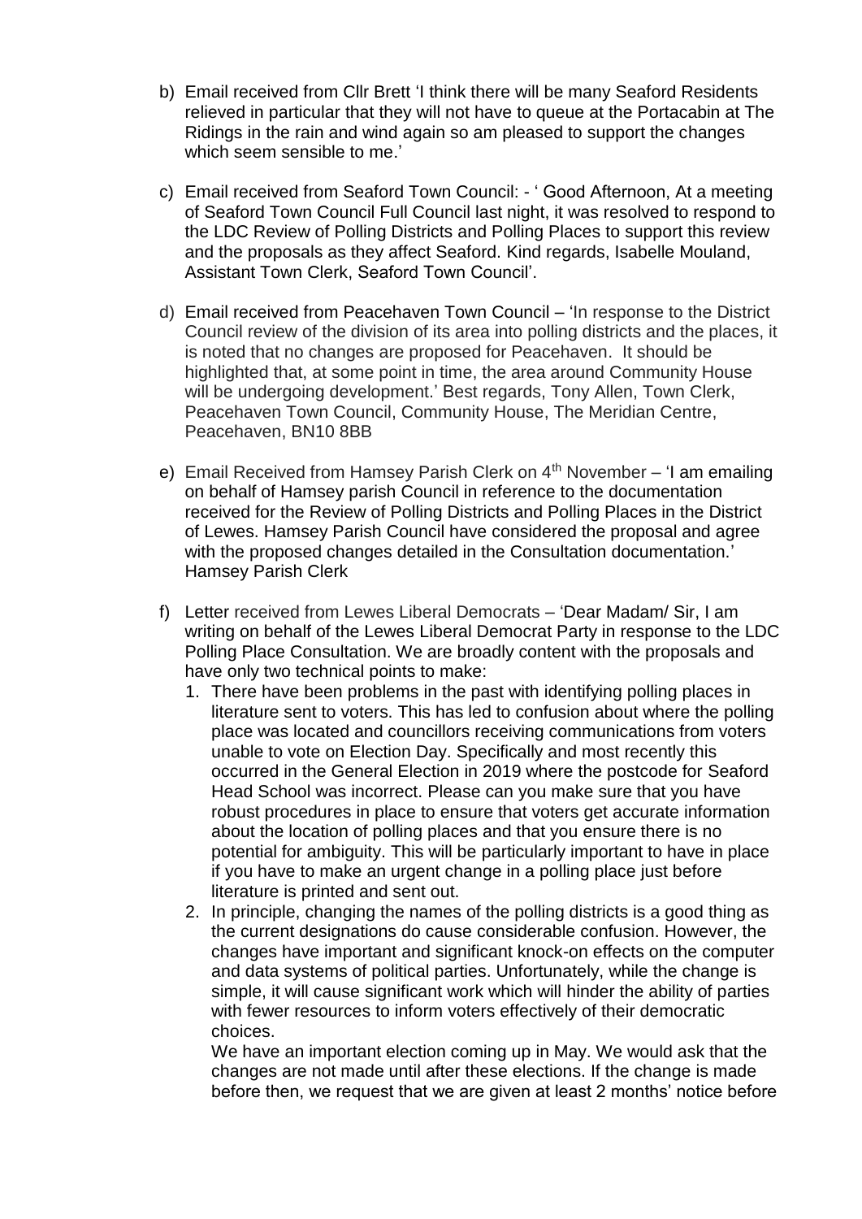b) Email received from Cllr Brett 'I think there will be many Seaford Residents relieved in particular that they will not have to queue at the Portacabin at The Ridings in the rain and wind again so am pleased to support the changes which seem sensible to me.'

c) Email received from Seaford Town Council: - ' Good Afternoon, At a meeting of Seaford Town Council Full Council last night, it was resolved to respond to the LDC Review of Polling Districts and Polling Places to support this review and the proposals as they affect Seaford. Kind regards, Isabelle Mouland, Assistant Town Clerk, Seaford Town Council'.

d) Email received from Peacehaven Town Council – 'In response to the District Council review of the division of its area into polling districts and the places, it is noted that no changes are proposed for Peacehaven. It should be highlighted that, at some point in time, the area around Community House will be undergoing development.' Best regards, Tony Allen, Town Clerk, Peacehaven Town Council, Community House, The Meridian Centre, Peacehaven, BN10 8BB

e) Email Received from Hamsey Parish Clerk on 4th November – 'I am emailing on behalf of Hamsey parish Council in reference to the documentation received for the Review of Polling Districts and Polling Places in the District of Lewes. Hamsey Parish Council have considered the proposal and agree with the proposed changes detailed in the Consultation documentation.' Hamsey Parish Clerk

f) Letter received from Lewes Liberal Democrats – 'Dear Madam/ Sir, I am writing on behalf of the Lewes Liberal Democrat Party in response to the LDC Polling Place Consultation. We are broadly content with the proposals and have only two technical points to make:
   1. There have been problems in the past with identifying polling places in literature sent to voters. This has led to confusion about where the polling place was located and councillors receiving communications from voters unable to vote on Election Day. Specifically and most recently this occurred in the General Election in 2019 where the postcode for Seaford Head School was incorrect. Please can you make sure that you have robust procedures in place to ensure that voters get accurate information about the location of polling places and that you ensure there is no potential for ambiguity. This will be particularly important to have in place if you have to make an urgent change in a polling place just before literature is printed and sent out.
   2. In principle, changing the names of the polling districts is a good thing as the current designations do cause considerable confusion. However, the changes have important and significant knock-on effects on the computer and data systems of political parties. Unfortunately, while the change is simple, it will cause significant work which will hinder the ability of parties with fewer resources to inform voters effectively of their democratic choices.

      We have an important election coming up in May. We would ask that the changes are not made until after these elections. If the change is made before then, we request that we are given at least 2 months' notice before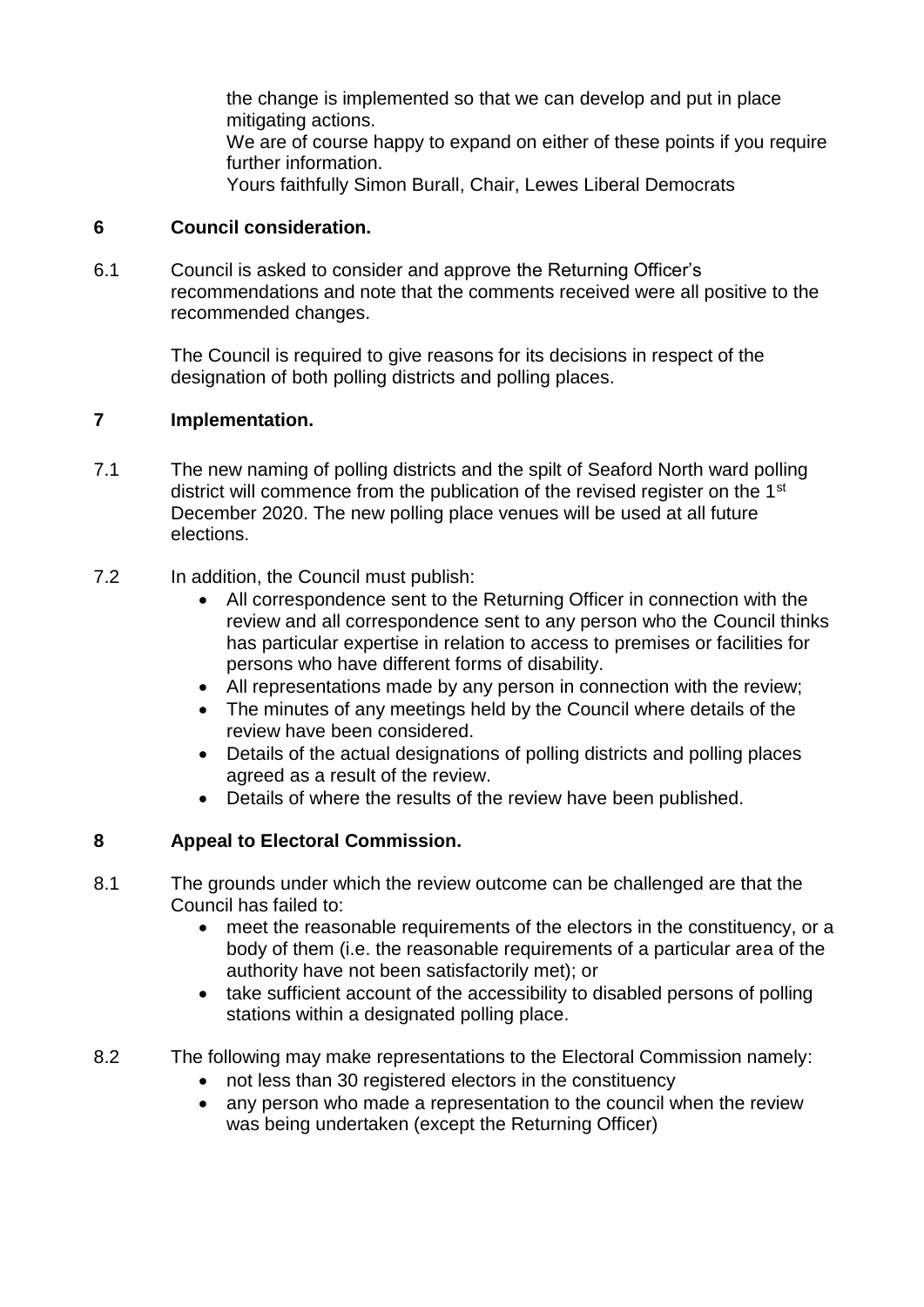the change is implemented so that we can develop and put in place mitigating actions.
We are of course happy to expand on either of these points if you require further information.
Yours faithfully Simon Burall, Chair, Lewes Liberal Democrats

## 6 Council consideration.

6.1 Council is asked to consider and approve the Returning Officer's recommendations and note that the comments received were all positive to the recommended changes.

The Council is required to give reasons for its decisions in respect of the designation of both polling districts and polling places.

## 7 Implementation.

7.1 The new naming of polling districts and the spilt of Seaford North ward polling district will commence from the publication of the revised register on the 1st December 2020. The new polling place venues will be used at all future elections.

7.2 In addition, the Council must publish:

- All correspondence sent to the Returning Officer in connection with the review and all correspondence sent to any person who the Council thinks has particular expertise in relation to access to premises or facilities for persons who have different forms of disability.
- All representations made by any person in connection with the review;
- The minutes of any meetings held by the Council where details of the review have been considered.
- Details of the actual designations of polling districts and polling places agreed as a result of the review.
- Details of where the results of the review have been published.

## 8 Appeal to Electoral Commission.

8.1 The grounds under which the review outcome can be challenged are that the Council has failed to:

- meet the reasonable requirements of the electors in the constituency, or a body of them (i.e. the reasonable requirements of a particular area of the authority have not been satisfactorily met); or
- take sufficient account of the accessibility to disabled persons of polling stations within a designated polling place.

8.2 The following may make representations to the Electoral Commission namely:

- not less than 30 registered electors in the constituency
- any person who made a representation to the council when the review was being undertaken (except the Returning Officer)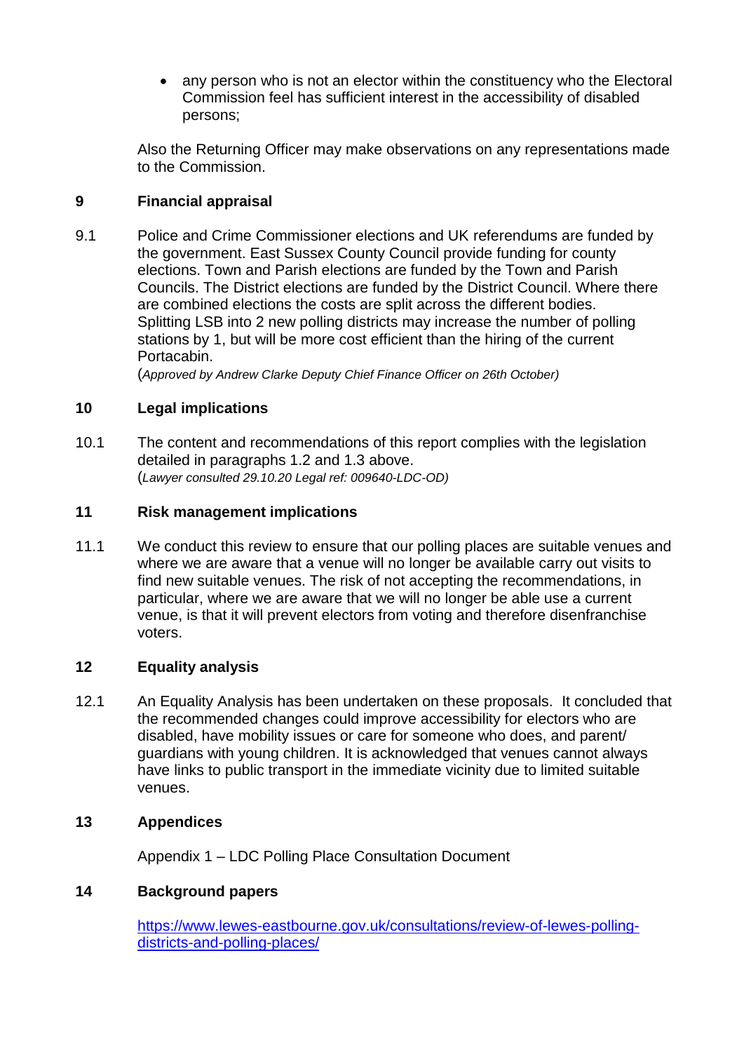- any person who is not an elector within the constituency who the Electoral Commission feel has sufficient interest in the accessibility of disabled persons;

Also the Returning Officer may make observations on any representations made to the Commission.

## 9 Financial appraisal

9.1 Police and Crime Commissioner elections and UK referendums are funded by the government. East Sussex County Council provide funding for county elections. Town and Parish elections are funded by the Town and Parish Councils. The District elections are funded by the District Council. Where there are combined elections the costs are split across the different bodies. Splitting LSB into 2 new polling districts may increase the number of polling stations by 1, but will be more cost efficient than the hiring of the current Portacabin.
(*Approved by Andrew Clarke Deputy Chief Finance Officer on 26th October)*

## 10 Legal implications

10.1 The content and recommendations of this report complies with the legislation detailed in paragraphs 1.2 and 1.3 above.
(*Lawyer consulted 29.10.20 Legal ref: 009640-LDC-OD)*

## 11 Risk management implications

11.1 We conduct this review to ensure that our polling places are suitable venues and where we are aware that a venue will no longer be available carry out visits to find new suitable venues. The risk of not accepting the recommendations, in particular, where we are aware that we will no longer be able use a current venue, is that it will prevent electors from voting and therefore disenfranchise voters.

## 12 Equality analysis

12.1 An Equality Analysis has been undertaken on these proposals. It concluded that the recommended changes could improve accessibility for electors who are disabled, have mobility issues or care for someone who does, and parent/ guardians with young children. It is acknowledged that venues cannot always have links to public transport in the immediate vicinity due to limited suitable venues.

## 13 Appendices

Appendix 1 – LDC Polling Place Consultation Document

## 14 Background papers

https://www.lewes-eastbourne.gov.uk/consultations/review-of-lewes-polling-districts-and-polling-places/